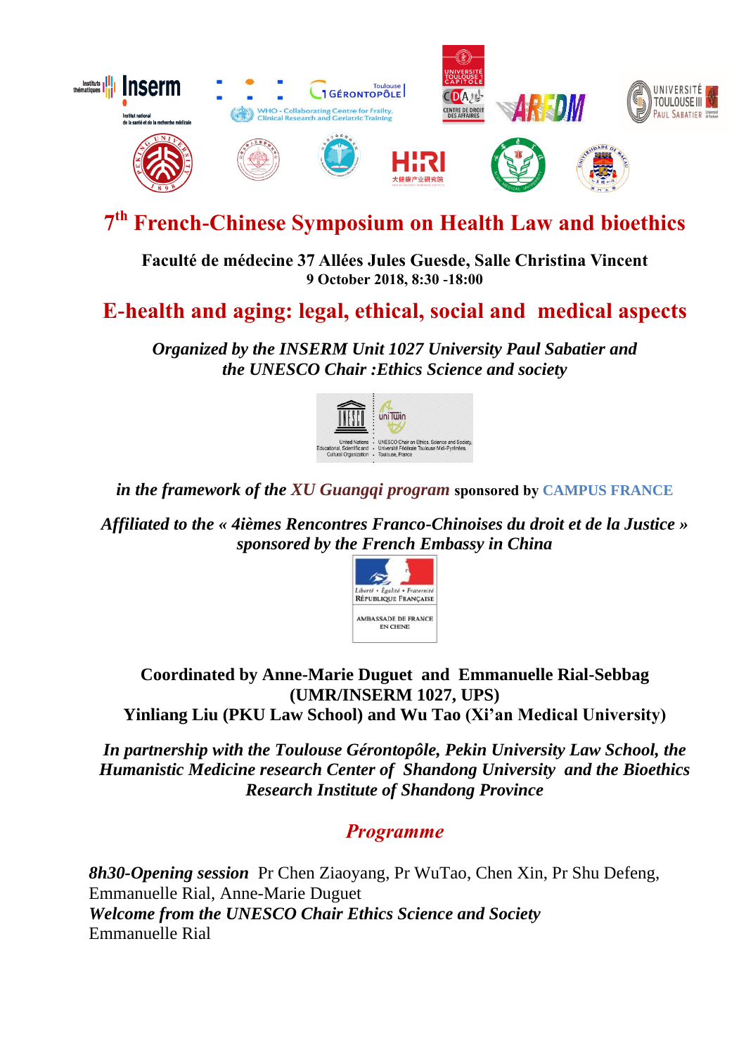# 7th French-Chinese Symposium on Health Law and bioethics

**Faculté de médecine 37 Allées Jules Guesde, Salle Christina Vincent**
**9 October 2018, 8:30 -18:00**

## E-health and aging: legal, ethical, social and medical aspects

***Organized by the INSERM Unit 1027 University Paul Sabatier and the UNESCO Chair :Ethics Science and society***

*in the framework of the XU Guangqi program* **sponsored by CAMPUS FRANCE**

***Affiliated to the « 4ièmes Rencontres Franco-Chinoises du droit et de la Justice » sponsored by the French Embassy in China***

**Coordinated by Anne-Marie Duguet and Emmanuelle Rial-Sebbag (UMR/INSERM 1027, UPS)**
**Yinliang Liu (PKU Law School) and Wu Tao (Xi'an Medical University)**

***In partnership with the Toulouse Gérontopôle, Pekin University Law School, the Humanistic Medicine research Center of Shandong University and the Bioethics Research Institute of Shandong Province***

## *Programme*

***8h30-Opening session*** Pr Chen Ziaoyang, Pr WuTao, Chen Xin, Pr Shu Defeng, Emmanuelle Rial, Anne-Marie Duguet
***Welcome from the UNESCO Chair Ethics Science and Society***
Emmanuelle Rial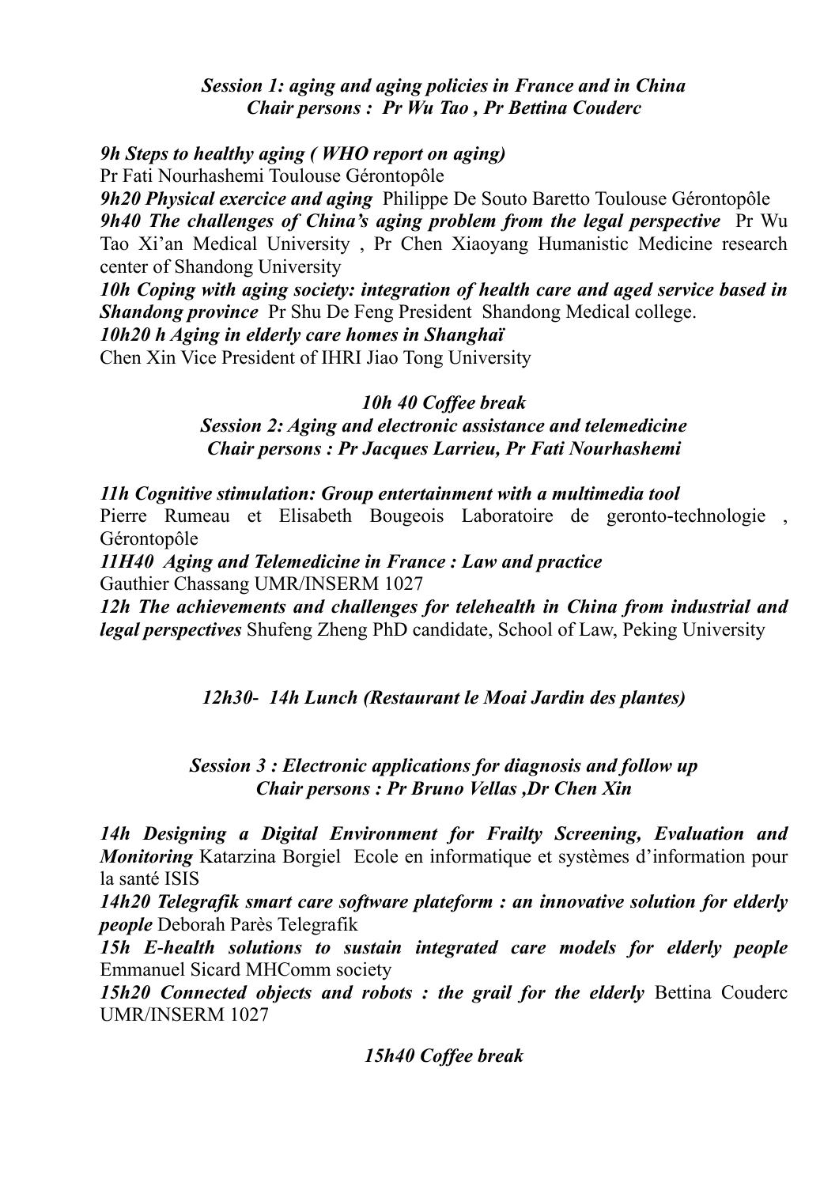***Session 1: aging and aging policies in France and in China***
***Chair persons : Pr Wu Tao , Pr Bettina Couderc***

***9h Steps to healthy aging ( WHO report on aging)***
Pr Fati Nourhashemi Toulouse Gérontopôle
***9h20 Physical exercice and aging*** Philippe De Souto Baretto Toulouse Gérontopôle
***9h40 The challenges of China's aging problem from the legal perspective*** Pr Wu Tao Xi'an Medical University , Pr Chen Xiaoyang Humanistic Medicine research center of Shandong University
***10h Coping with aging society: integration of health care and aged service based in Shandong province*** Pr Shu De Feng President Shandong Medical college.
***10h20 h Aging in elderly care homes in Shanghaï***
Chen Xin Vice President of IHRI Jiao Tong University

***10h 40 Coffee break***
***Session 2: Aging and electronic assistance and telemedicine***
***Chair persons : Pr Jacques Larrieu, Pr Fati Nourhashemi***

***11h Cognitive stimulation: Group entertainment with a multimedia tool***
Pierre Rumeau et Elisabeth Bougeois Laboratoire de geronto-technologie , Gérontopôle
***11H40 Aging and Telemedicine in France : Law and practice***
Gauthier Chassang UMR/INSERM 1027
***12h The achievements and challenges for telehealth in China from industrial and legal perspectives*** Shufeng Zheng PhD candidate, School of Law, Peking University

***12h30- 14h Lunch (Restaurant le Moai Jardin des plantes)***

***Session 3 : Electronic applications for diagnosis and follow up***
***Chair persons : Pr Bruno Vellas ,Dr Chen Xin***

***14h Designing a Digital Environment for Frailty Screening, Evaluation and Monitoring*** Katarzina Borgiel Ecole en informatique et systèmes d'information pour la santé ISIS
***14h20 Telegrafik smart care software plateform : an innovative solution for elderly people*** Deborah Parès Telegrafik
***15h E-health solutions to sustain integrated care models for elderly people*** Emmanuel Sicard MHComm society
***15h20 Connected objects and robots : the grail for the elderly*** Bettina Couderc UMR/INSERM 1027

***15h40 Coffee break***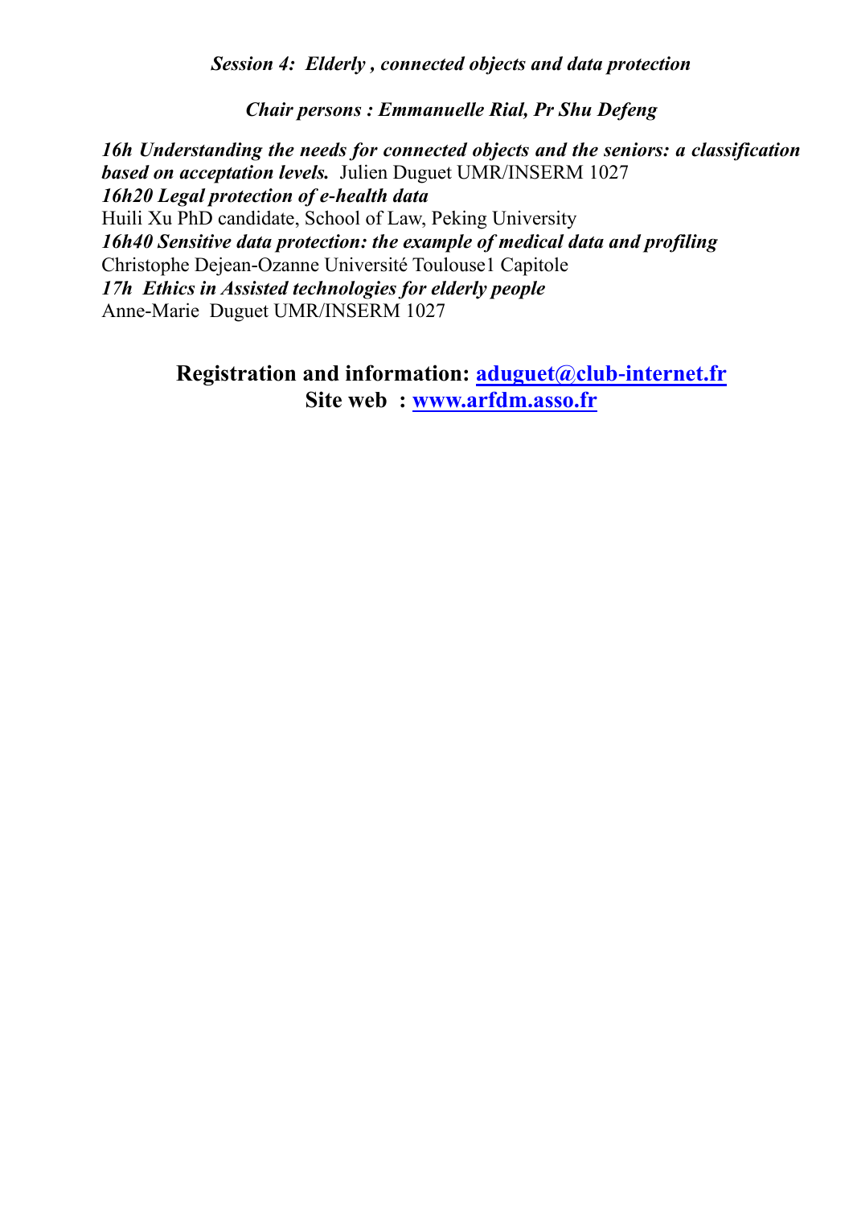*Session 4:  Elderly , connected objects and data protection*

*Chair persons : Emmanuelle Rial, Pr Shu Defeng*

***16h Understanding the needs for connected objects and the seniors: a classification based on acceptation levels.*** Julien Duguet UMR/INSERM 1027
***16h20 Legal protection of e-health data***
Huili Xu PhD candidate, School of Law, Peking University
***16h40 Sensitive data protection: the example of medical data and profiling***
Christophe Dejean-Ozanne Université Toulouse1 Capitole
***17h  Ethics in Assisted technologies for elderly people***
Anne-Marie  Duguet UMR/INSERM 1027

**Registration and information: aduguet@club-internet.fr**
**Site web  : www.arfdm.asso.fr**